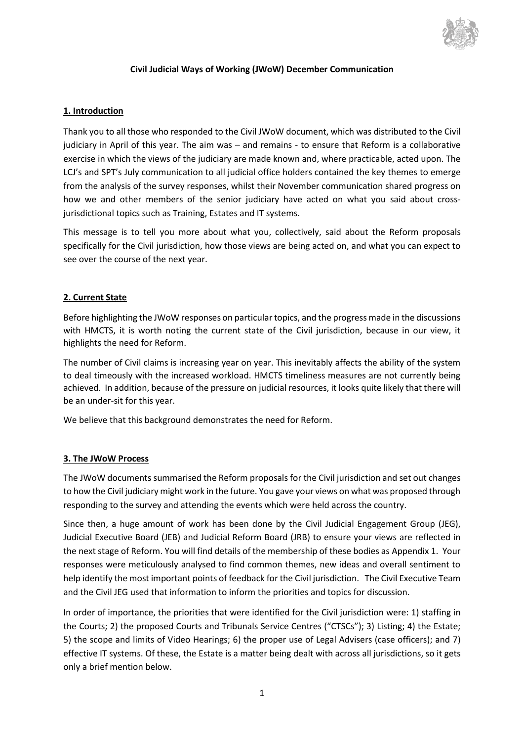**Civil Judicial Ways of Working (JWoW) December Communication**

## 1. Introduction

Thank you to all those who responded to the Civil JWoW document, which was distributed to the Civil judiciary in April of this year. The aim was – and remains - to ensure that Reform is a collaborative exercise in which the views of the judiciary are made known and, where practicable, acted upon. The LCJ's and SPT's July communication to all judicial office holders contained the key themes to emerge from the analysis of the survey responses, whilst their November communication shared progress on how we and other members of the senior judiciary have acted on what you said about cross-jurisdictional topics such as Training, Estates and IT systems.

This message is to tell you more about what you, collectively, said about the Reform proposals specifically for the Civil jurisdiction, how those views are being acted on, and what you can expect to see over the course of the next year.

## 2. Current State

Before highlighting the JWoW responses on particular topics, and the progress made in the discussions with HMCTS, it is worth noting the current state of the Civil jurisdiction, because in our view, it highlights the need for Reform.

The number of Civil claims is increasing year on year. This inevitably affects the ability of the system to deal timeously with the increased workload. HMCTS timeliness measures are not currently being achieved. In addition, because of the pressure on judicial resources, it looks quite likely that there will be an under-sit for this year.

We believe that this background demonstrates the need for Reform.

## 3. The JWoW Process

The JWoW documents summarised the Reform proposals for the Civil jurisdiction and set out changes to how the Civil judiciary might work in the future. You gave your views on what was proposed through responding to the survey and attending the events which were held across the country.

Since then, a huge amount of work has been done by the Civil Judicial Engagement Group (JEG), Judicial Executive Board (JEB) and Judicial Reform Board (JRB) to ensure your views are reflected in the next stage of Reform. You will find details of the membership of these bodies as Appendix 1. Your responses were meticulously analysed to find common themes, new ideas and overall sentiment to help identify the most important points of feedback for the Civil jurisdiction. The Civil Executive Team and the Civil JEG used that information to inform the priorities and topics for discussion.

In order of importance, the priorities that were identified for the Civil jurisdiction were: 1) staffing in the Courts; 2) the proposed Courts and Tribunals Service Centres ("CTSCs"); 3) Listing; 4) the Estate; 5) the scope and limits of Video Hearings; 6) the proper use of Legal Advisers (case officers); and 7) effective IT systems. Of these, the Estate is a matter being dealt with across all jurisdictions, so it gets only a brief mention below.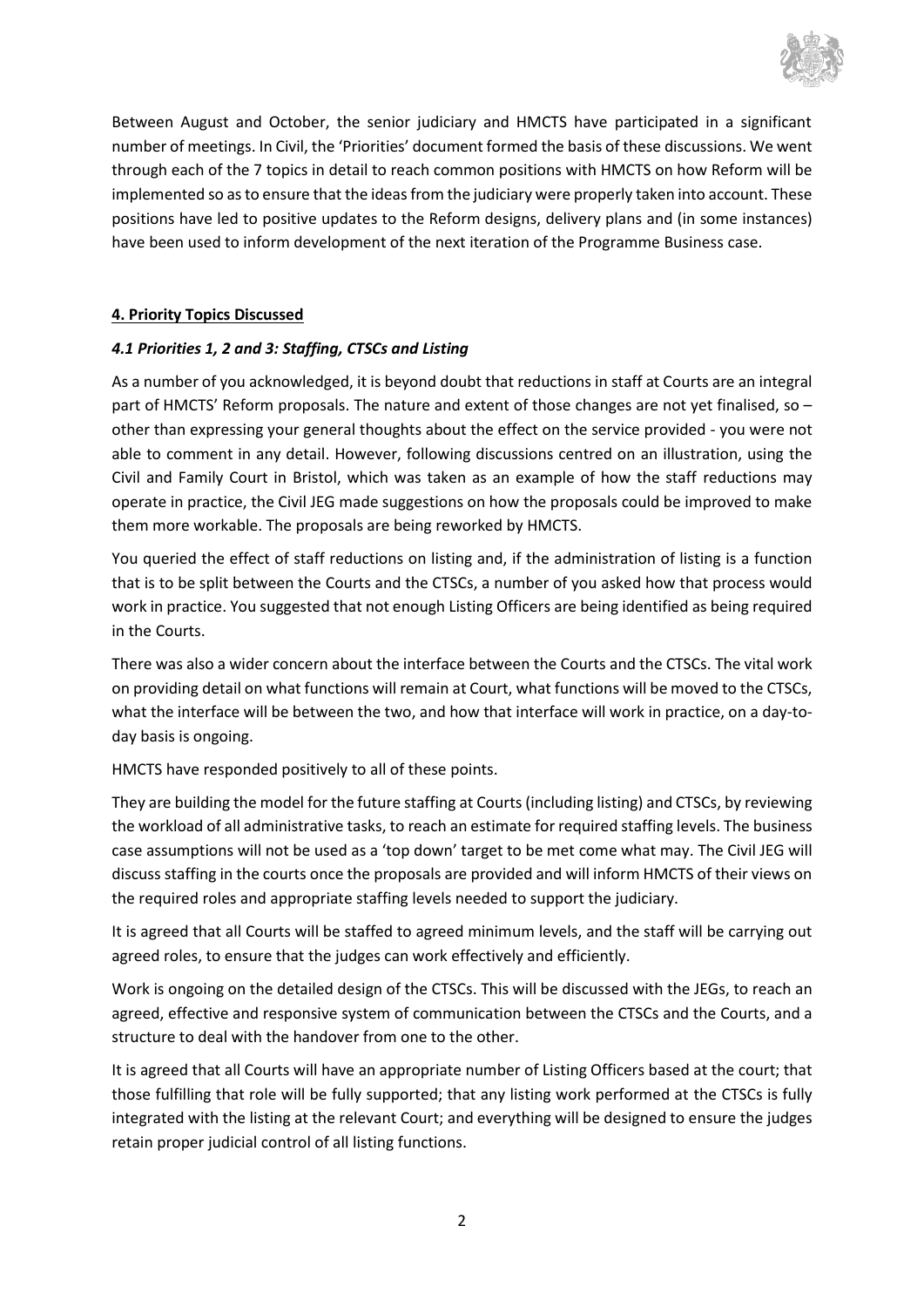Between August and October, the senior judiciary and HMCTS have participated in a significant number of meetings. In Civil, the 'Priorities' document formed the basis of these discussions. We went through each of the 7 topics in detail to reach common positions with HMCTS on how Reform will be implemented so as to ensure that the ideas from the judiciary were properly taken into account. These positions have led to positive updates to the Reform designs, delivery plans and (in some instances) have been used to inform development of the next iteration of the Programme Business case.

## 4. Priority Topics Discussed

### *4.1 Priorities 1, 2 and 3: Staffing, CTSCs and Listing*

As a number of you acknowledged, it is beyond doubt that reductions in staff at Courts are an integral part of HMCTS' Reform proposals. The nature and extent of those changes are not yet finalised, so – other than expressing your general thoughts about the effect on the service provided - you were not able to comment in any detail. However, following discussions centred on an illustration, using the Civil and Family Court in Bristol, which was taken as an example of how the staff reductions may operate in practice, the Civil JEG made suggestions on how the proposals could be improved to make them more workable. The proposals are being reworked by HMCTS.

You queried the effect of staff reductions on listing and, if the administration of listing is a function that is to be split between the Courts and the CTSCs, a number of you asked how that process would work in practice. You suggested that not enough Listing Officers are being identified as being required in the Courts.

There was also a wider concern about the interface between the Courts and the CTSCs. The vital work on providing detail on what functions will remain at Court, what functions will be moved to the CTSCs, what the interface will be between the two, and how that interface will work in practice, on a day-to-day basis is ongoing.

HMCTS have responded positively to all of these points.

They are building the model for the future staffing at Courts (including listing) and CTSCs, by reviewing the workload of all administrative tasks, to reach an estimate for required staffing levels. The business case assumptions will not be used as a 'top down' target to be met come what may. The Civil JEG will discuss staffing in the courts once the proposals are provided and will inform HMCTS of their views on the required roles and appropriate staffing levels needed to support the judiciary.

It is agreed that all Courts will be staffed to agreed minimum levels, and the staff will be carrying out agreed roles, to ensure that the judges can work effectively and efficiently.

Work is ongoing on the detailed design of the CTSCs. This will be discussed with the JEGs, to reach an agreed, effective and responsive system of communication between the CTSCs and the Courts, and a structure to deal with the handover from one to the other.

It is agreed that all Courts will have an appropriate number of Listing Officers based at the court; that those fulfilling that role will be fully supported; that any listing work performed at the CTSCs is fully integrated with the listing at the relevant Court; and everything will be designed to ensure the judges retain proper judicial control of all listing functions.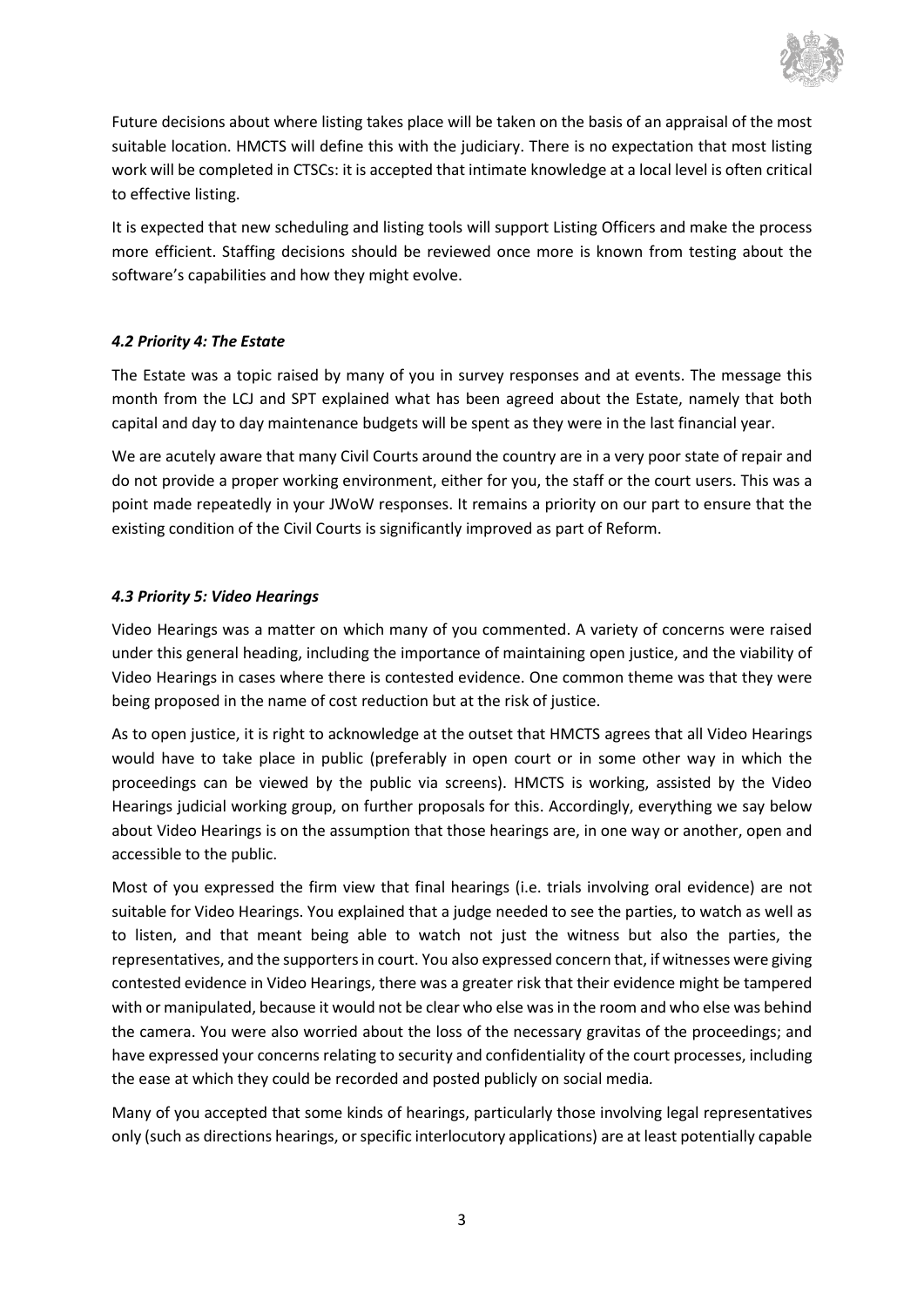Future decisions about where listing takes place will be taken on the basis of an appraisal of the most suitable location. HMCTS will define this with the judiciary. There is no expectation that most listing work will be completed in CTSCs: it is accepted that intimate knowledge at a local level is often critical to effective listing.

It is expected that new scheduling and listing tools will support Listing Officers and make the process more efficient. Staffing decisions should be reviewed once more is known from testing about the software's capabilities and how they might evolve.

### *4.2 Priority 4: The Estate*

The Estate was a topic raised by many of you in survey responses and at events. The message this month from the LCJ and SPT explained what has been agreed about the Estate, namely that both capital and day to day maintenance budgets will be spent as they were in the last financial year.

We are acutely aware that many Civil Courts around the country are in a very poor state of repair and do not provide a proper working environment, either for you, the staff or the court users. This was a point made repeatedly in your JWoW responses. It remains a priority on our part to ensure that the existing condition of the Civil Courts is significantly improved as part of Reform.

### *4.3 Priority 5: Video Hearings*

Video Hearings was a matter on which many of you commented. A variety of concerns were raised under this general heading, including the importance of maintaining open justice, and the viability of Video Hearings in cases where there is contested evidence. One common theme was that they were being proposed in the name of cost reduction but at the risk of justice.

As to open justice, it is right to acknowledge at the outset that HMCTS agrees that all Video Hearings would have to take place in public (preferably in open court or in some other way in which the proceedings can be viewed by the public via screens). HMCTS is working, assisted by the Video Hearings judicial working group, on further proposals for this. Accordingly, everything we say below about Video Hearings is on the assumption that those hearings are, in one way or another, open and accessible to the public.

Most of you expressed the firm view that final hearings (i.e. trials involving oral evidence) are not suitable for Video Hearings. You explained that a judge needed to see the parties, to watch as well as to listen, and that meant being able to watch not just the witness but also the parties, the representatives, and the supporters in court. You also expressed concern that, if witnesses were giving contested evidence in Video Hearings, there was a greater risk that their evidence might be tampered with or manipulated, because it would not be clear who else was in the room and who else was behind the camera. You were also worried about the loss of the necessary gravitas of the proceedings; and have expressed your concerns relating to security and confidentiality of the court processes, including the ease at which they could be recorded and posted publicly on social media.

Many of you accepted that some kinds of hearings, particularly those involving legal representatives only (such as directions hearings, or specific interlocutory applications) are at least potentially capable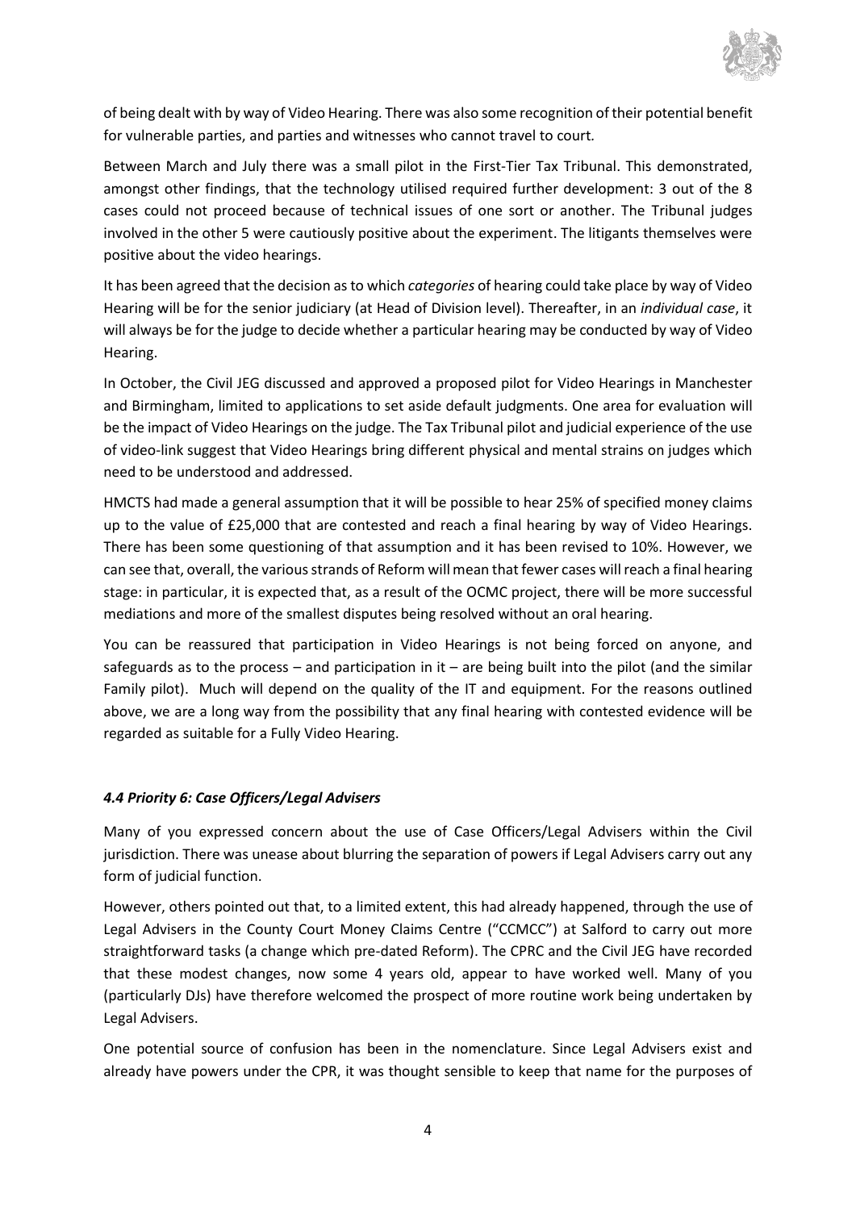of being dealt with by way of Video Hearing. There was also some recognition of their potential benefit for vulnerable parties, and parties and witnesses who cannot travel to court.

Between March and July there was a small pilot in the First-Tier Tax Tribunal. This demonstrated, amongst other findings, that the technology utilised required further development: 3 out of the 8 cases could not proceed because of technical issues of one sort or another. The Tribunal judges involved in the other 5 were cautiously positive about the experiment. The litigants themselves were positive about the video hearings.

It has been agreed that the decision as to which *categories* of hearing could take place by way of Video Hearing will be for the senior judiciary (at Head of Division level). Thereafter, in an *individual case*, it will always be for the judge to decide whether a particular hearing may be conducted by way of Video Hearing.

In October, the Civil JEG discussed and approved a proposed pilot for Video Hearings in Manchester and Birmingham, limited to applications to set aside default judgments. One area for evaluation will be the impact of Video Hearings on the judge. The Tax Tribunal pilot and judicial experience of the use of video-link suggest that Video Hearings bring different physical and mental strains on judges which need to be understood and addressed.

HMCTS had made a general assumption that it will be possible to hear 25% of specified money claims up to the value of £25,000 that are contested and reach a final hearing by way of Video Hearings. There has been some questioning of that assumption and it has been revised to 10%. However, we can see that, overall, the various strands of Reform will mean that fewer cases will reach a final hearing stage: in particular, it is expected that, as a result of the OCMC project, there will be more successful mediations and more of the smallest disputes being resolved without an oral hearing.

You can be reassured that participation in Video Hearings is not being forced on anyone, and safeguards as to the process – and participation in it – are being built into the pilot (and the similar Family pilot). Much will depend on the quality of the IT and equipment. For the reasons outlined above, we are a long way from the possibility that any final hearing with contested evidence will be regarded as suitable for a Fully Video Hearing.

### *4.4 Priority 6: Case Officers/Legal Advisers*

Many of you expressed concern about the use of Case Officers/Legal Advisers within the Civil jurisdiction. There was unease about blurring the separation of powers if Legal Advisers carry out any form of judicial function.

However, others pointed out that, to a limited extent, this had already happened, through the use of Legal Advisers in the County Court Money Claims Centre ("CCMCC") at Salford to carry out more straightforward tasks (a change which pre-dated Reform). The CPRC and the Civil JEG have recorded that these modest changes, now some 4 years old, appear to have worked well. Many of you (particularly DJs) have therefore welcomed the prospect of more routine work being undertaken by Legal Advisers.

One potential source of confusion has been in the nomenclature. Since Legal Advisers exist and already have powers under the CPR, it was thought sensible to keep that name for the purposes of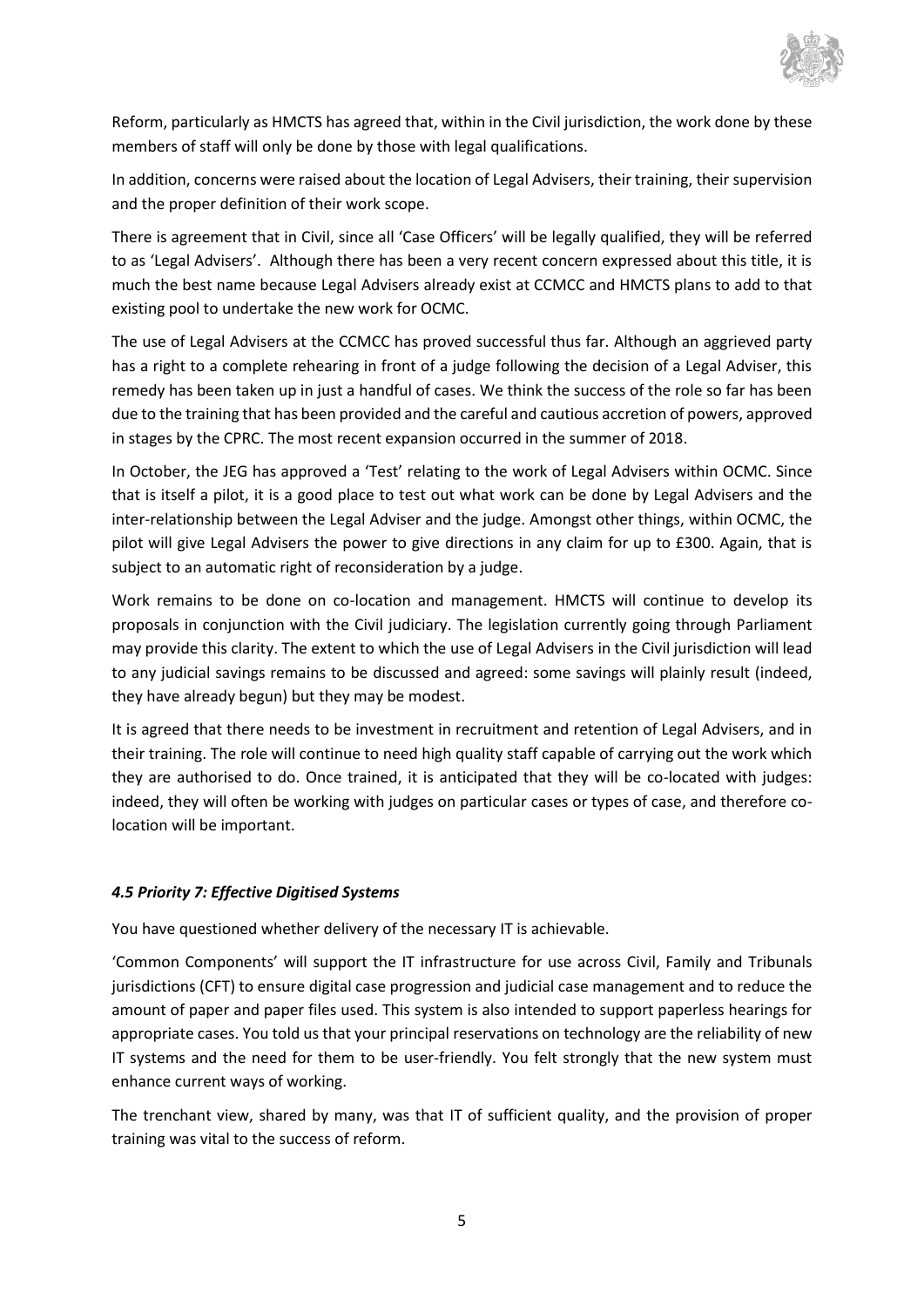Reform, particularly as HMCTS has agreed that, within in the Civil jurisdiction, the work done by these members of staff will only be done by those with legal qualifications.

In addition, concerns were raised about the location of Legal Advisers, their training, their supervision and the proper definition of their work scope.

There is agreement that in Civil, since all 'Case Officers' will be legally qualified, they will be referred to as 'Legal Advisers'. Although there has been a very recent concern expressed about this title, it is much the best name because Legal Advisers already exist at CCMCC and HMCTS plans to add to that existing pool to undertake the new work for OCMC.

The use of Legal Advisers at the CCMCC has proved successful thus far. Although an aggrieved party has a right to a complete rehearing in front of a judge following the decision of a Legal Adviser, this remedy has been taken up in just a handful of cases. We think the success of the role so far has been due to the training that has been provided and the careful and cautious accretion of powers, approved in stages by the CPRC. The most recent expansion occurred in the summer of 2018.

In October, the JEG has approved a 'Test' relating to the work of Legal Advisers within OCMC. Since that is itself a pilot, it is a good place to test out what work can be done by Legal Advisers and the inter-relationship between the Legal Adviser and the judge. Amongst other things, within OCMC, the pilot will give Legal Advisers the power to give directions in any claim for up to £300. Again, that is subject to an automatic right of reconsideration by a judge.

Work remains to be done on co-location and management. HMCTS will continue to develop its proposals in conjunction with the Civil judiciary. The legislation currently going through Parliament may provide this clarity. The extent to which the use of Legal Advisers in the Civil jurisdiction will lead to any judicial savings remains to be discussed and agreed: some savings will plainly result (indeed, they have already begun) but they may be modest.

It is agreed that there needs to be investment in recruitment and retention of Legal Advisers, and in their training. The role will continue to need high quality staff capable of carrying out the work which they are authorised to do. Once trained, it is anticipated that they will be co-located with judges: indeed, they will often be working with judges on particular cases or types of case, and therefore co-location will be important.

### *4.5 Priority 7: Effective Digitised Systems*

You have questioned whether delivery of the necessary IT is achievable.

'Common Components' will support the IT infrastructure for use across Civil, Family and Tribunals jurisdictions (CFT) to ensure digital case progression and judicial case management and to reduce the amount of paper and paper files used. This system is also intended to support paperless hearings for appropriate cases. You told us that your principal reservations on technology are the reliability of new IT systems and the need for them to be user-friendly. You felt strongly that the new system must enhance current ways of working.

The trenchant view, shared by many, was that IT of sufficient quality, and the provision of proper training was vital to the success of reform.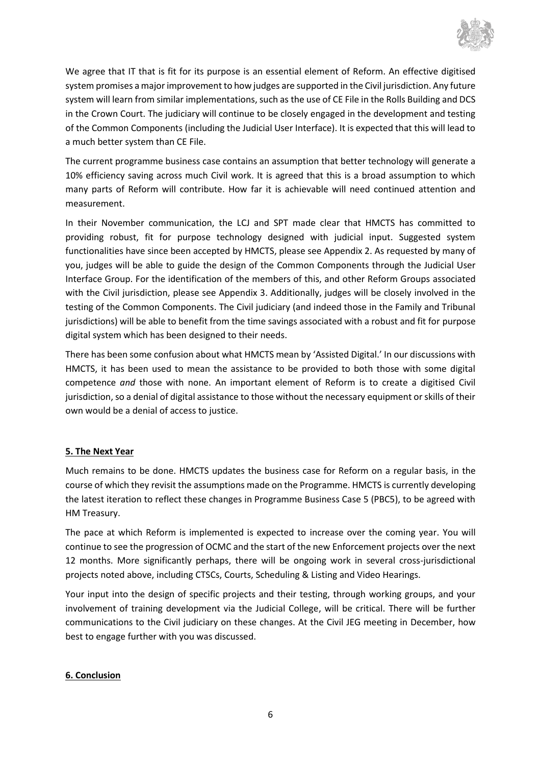We agree that IT that is fit for its purpose is an essential element of Reform. An effective digitised system promises a major improvement to how judges are supported in the Civil jurisdiction. Any future system will learn from similar implementations, such as the use of CE File in the Rolls Building and DCS in the Crown Court. The judiciary will continue to be closely engaged in the development and testing of the Common Components (including the Judicial User Interface). It is expected that this will lead to a much better system than CE File.

The current programme business case contains an assumption that better technology will generate a 10% efficiency saving across much Civil work. It is agreed that this is a broad assumption to which many parts of Reform will contribute. How far it is achievable will need continued attention and measurement.

In their November communication, the LCJ and SPT made clear that HMCTS has committed to providing robust, fit for purpose technology designed with judicial input. Suggested system functionalities have since been accepted by HMCTS, please see Appendix 2. As requested by many of you, judges will be able to guide the design of the Common Components through the Judicial User Interface Group. For the identification of the members of this, and other Reform Groups associated with the Civil jurisdiction, please see Appendix 3. Additionally, judges will be closely involved in the testing of the Common Components. The Civil judiciary (and indeed those in the Family and Tribunal jurisdictions) will be able to benefit from the time savings associated with a robust and fit for purpose digital system which has been designed to their needs.

There has been some confusion about what HMCTS mean by 'Assisted Digital.' In our discussions with HMCTS, it has been used to mean the assistance to be provided to both those with some digital competence *and* those with none. An important element of Reform is to create a digitised Civil jurisdiction, so a denial of digital assistance to those without the necessary equipment or skills of their own would be a denial of access to justice.

## 5. The Next Year

Much remains to be done. HMCTS updates the business case for Reform on a regular basis, in the course of which they revisit the assumptions made on the Programme. HMCTS is currently developing the latest iteration to reflect these changes in Programme Business Case 5 (PBC5), to be agreed with HM Treasury.

The pace at which Reform is implemented is expected to increase over the coming year. You will continue to see the progression of OCMC and the start of the new Enforcement projects over the next 12 months. More significantly perhaps, there will be ongoing work in several cross-jurisdictional projects noted above, including CTSCs, Courts, Scheduling & Listing and Video Hearings.

Your input into the design of specific projects and their testing, through working groups, and your involvement of training development via the Judicial College, will be critical. There will be further communications to the Civil judiciary on these changes. At the Civil JEG meeting in December, how best to engage further with you was discussed.

## 6. Conclusion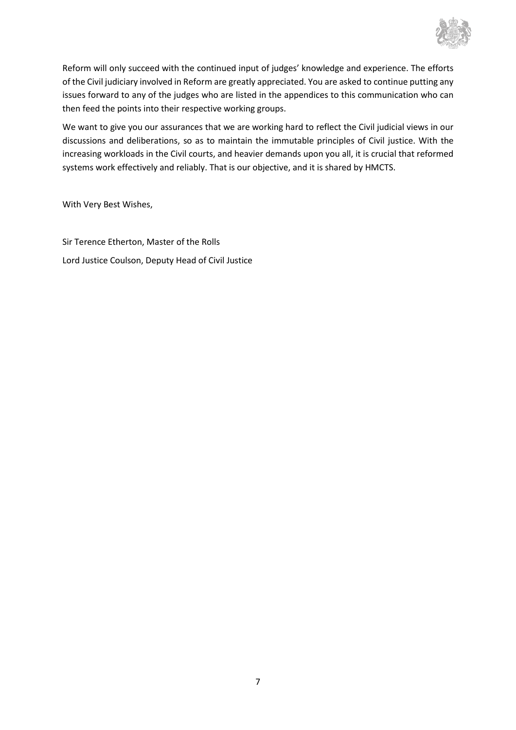Reform will only succeed with the continued input of judges' knowledge and experience. The efforts of the Civil judiciary involved in Reform are greatly appreciated. You are asked to continue putting any issues forward to any of the judges who are listed in the appendices to this communication who can then feed the points into their respective working groups.

We want to give you our assurances that we are working hard to reflect the Civil judicial views in our discussions and deliberations, so as to maintain the immutable principles of Civil justice. With the increasing workloads in the Civil courts, and heavier demands upon you all, it is crucial that reformed systems work effectively and reliably. That is our objective, and it is shared by HMCTS.

With Very Best Wishes,

Sir Terence Etherton, Master of the Rolls

Lord Justice Coulson, Deputy Head of Civil Justice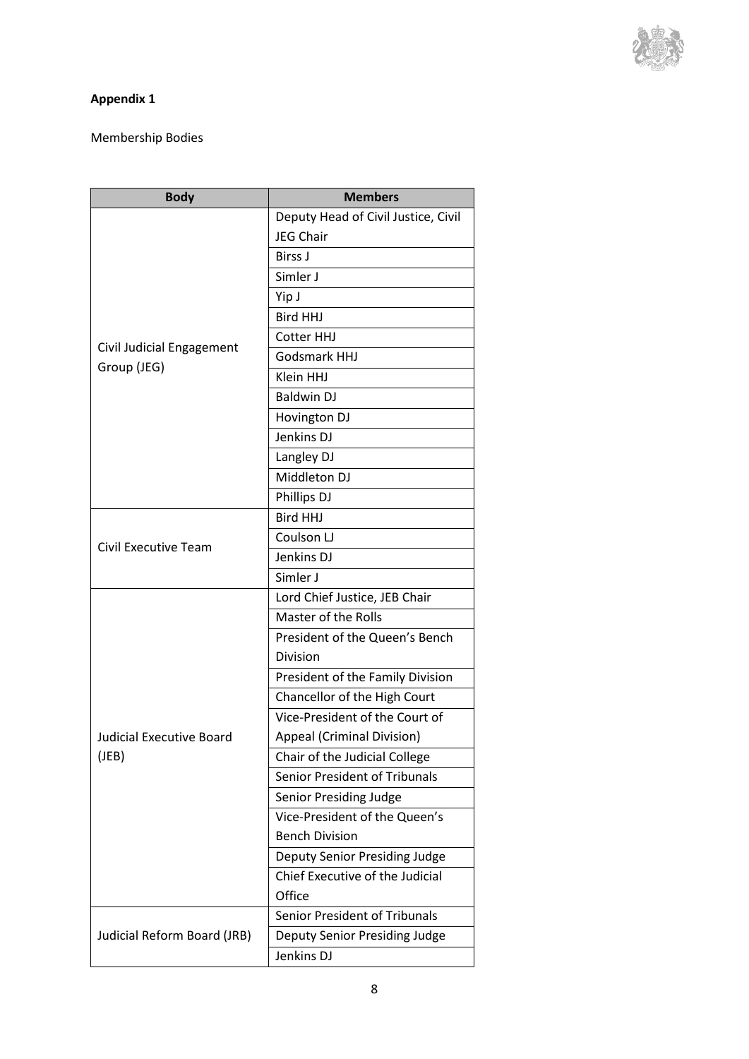**Appendix 1**

Membership Bodies

| Body | Members |
|---|---|
| Civil Judicial Engagement Group (JEG) | Deputy Head of Civil Justice, Civil JEG Chair |
| | Birss J |
| | Simler J |
| | Yip J |
| | Bird HHJ |
| | Cotter HHJ |
| | Godsmark HHJ |
| | Klein HHJ |
| | Baldwin DJ |
| | Hovington DJ |
| | Jenkins DJ |
| | Langley DJ |
| | Middleton DJ |
| | Phillips DJ |
| Civil Executive Team | Bird HHJ |
| | Coulson LJ |
| | Jenkins DJ |
| | Simler J |
| Judicial Executive Board (JEB) | Lord Chief Justice, JEB Chair |
| | Master of the Rolls |
| | President of the Queen's Bench Division |
| | President of the Family Division |
| | Chancellor of the High Court |
| | Vice-President of the Court of Appeal (Criminal Division) |
| | Chair of the Judicial College |
| | Senior President of Tribunals |
| | Senior Presiding Judge |
| | Vice-President of the Queen's Bench Division |
| | Deputy Senior Presiding Judge |
| | Chief Executive of the Judicial Office |
| Judicial Reform Board (JRB) | Senior President of Tribunals |
| | Deputy Senior Presiding Judge |
| | Jenkins DJ |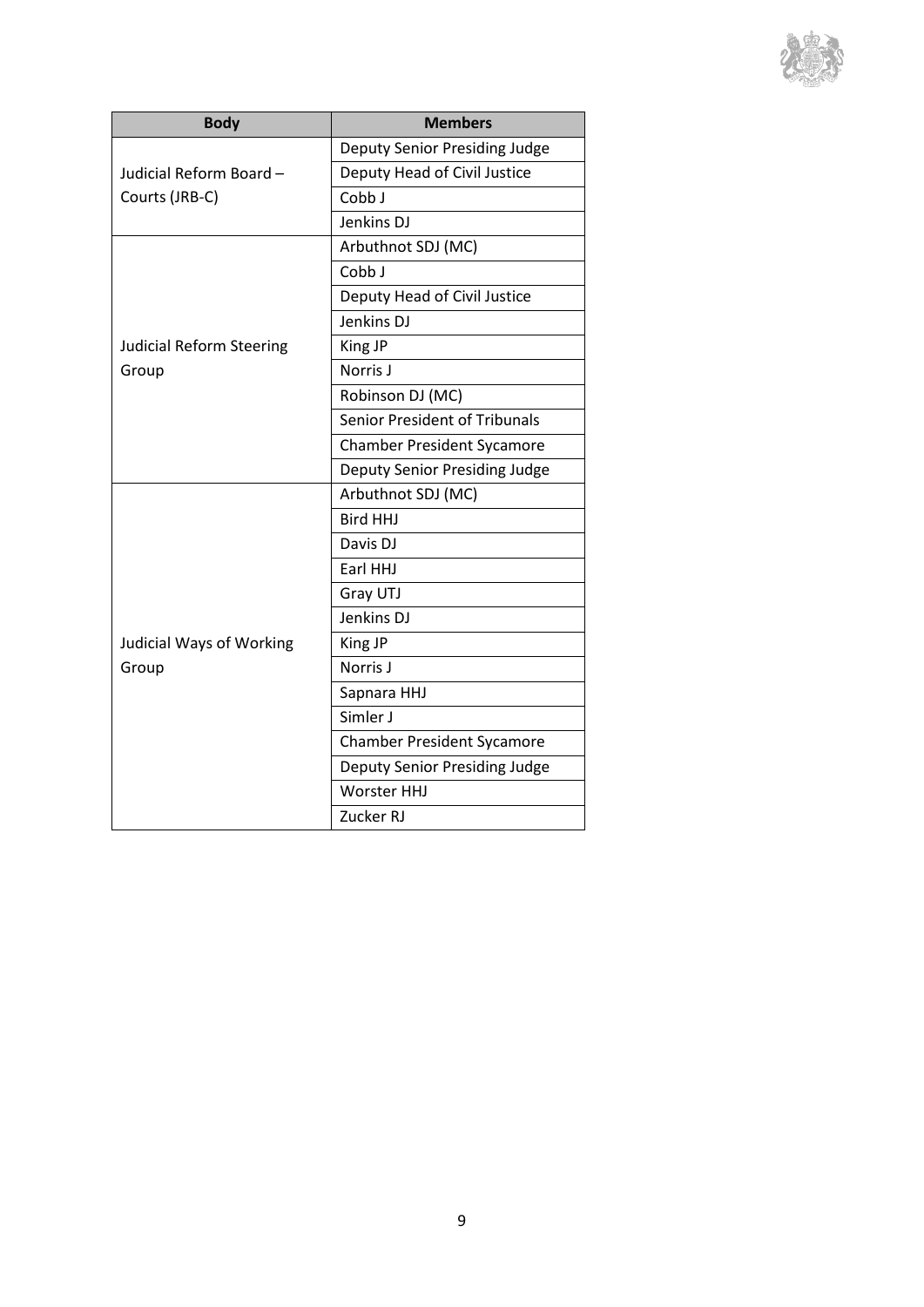| Body | Members |
|---|---|
| Judicial Reform Board – Courts (JRB-C) | Deputy Senior Presiding Judge |
| | Deputy Head of Civil Justice |
| | Cobb J |
| | Jenkins DJ |
| Judicial Reform Steering Group | Arbuthnot SDJ (MC) |
| | Cobb J |
| | Deputy Head of Civil Justice |
| | Jenkins DJ |
| | King JP |
| | Norris J |
| | Robinson DJ (MC) |
| | Senior President of Tribunals |
| | Chamber President Sycamore |
| | Deputy Senior Presiding Judge |
| Judicial Ways of Working Group | Arbuthnot SDJ (MC) |
| | Bird HHJ |
| | Davis DJ |
| | Earl HHJ |
| | Gray UTJ |
| | Jenkins DJ |
| | King JP |
| | Norris J |
| | Sapnara HHJ |
| | Simler J |
| | Chamber President Sycamore |
| | Deputy Senior Presiding Judge |
| | Worster HHJ |
| | Zucker RJ |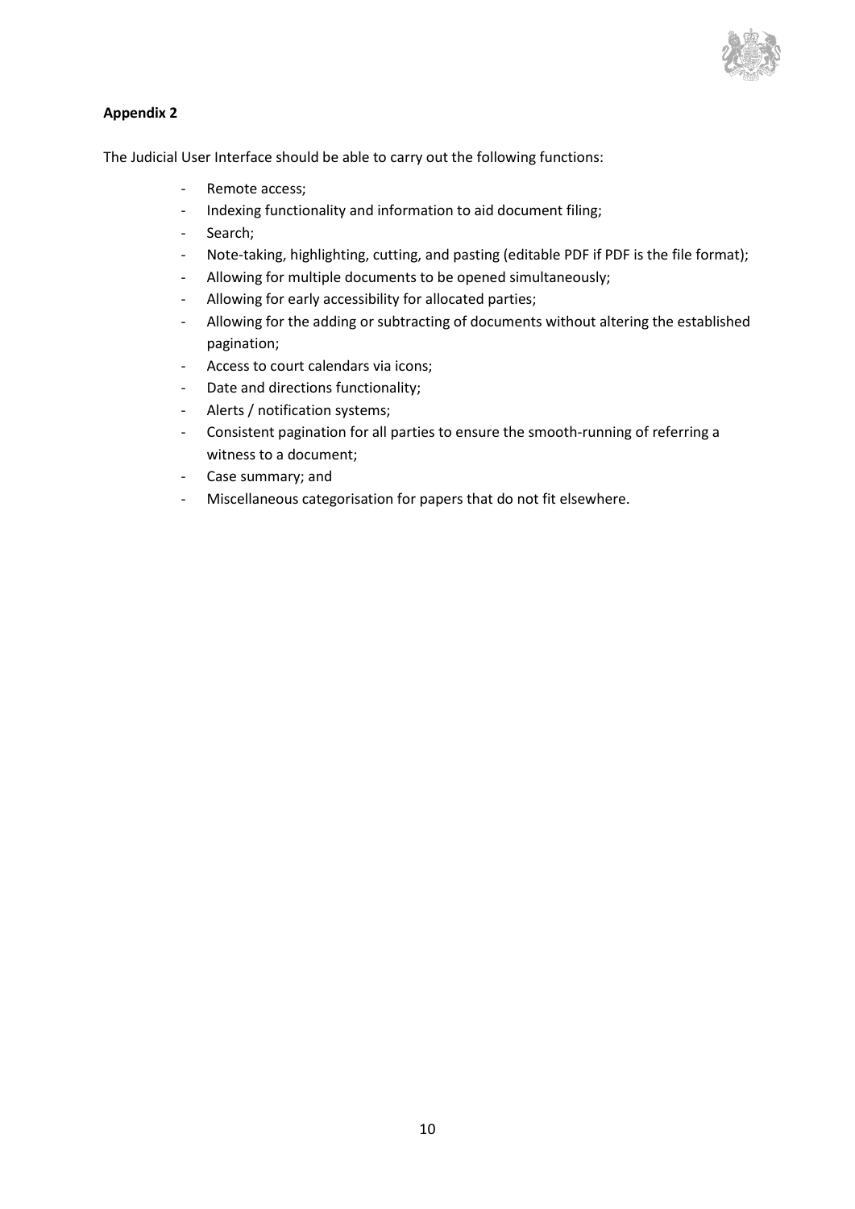**Appendix 2**

The Judicial User Interface should be able to carry out the following functions:

- Remote access;
- Indexing functionality and information to aid document filing;
- Search;
- Note-taking, highlighting, cutting, and pasting (editable PDF if PDF is the file format);
- Allowing for multiple documents to be opened simultaneously;
- Allowing for early accessibility for allocated parties;
- Allowing for the adding or subtracting of documents without altering the established pagination;
- Access to court calendars via icons;
- Date and directions functionality;
- Alerts / notification systems;
- Consistent pagination for all parties to ensure the smooth-running of referring a witness to a document;
- Case summary; and
- Miscellaneous categorisation for papers that do not fit elsewhere.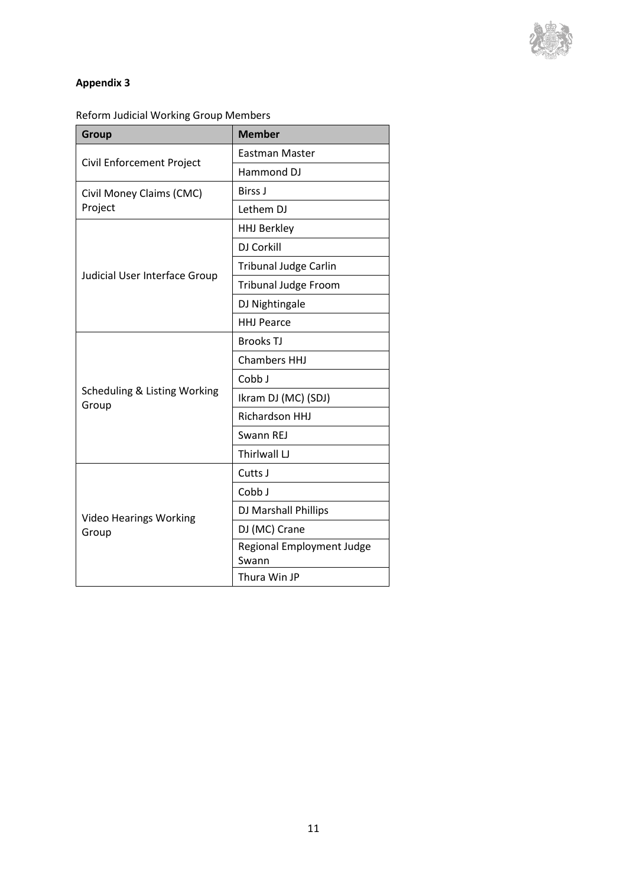**Appendix 3**

Reform Judicial Working Group Members

| Group | Member |
| --- | --- |
| Civil Enforcement Project | Eastman Master |
| | Hammond DJ |
| Civil Money Claims (CMC) Project | Birss J |
| | Lethem DJ |
| Judicial User Interface Group | HHJ Berkley |
| | DJ Corkill |
| | Tribunal Judge Carlin |
| | Tribunal Judge Froom |
| | DJ Nightingale |
| | HHJ Pearce |
| Scheduling & Listing Working Group | Brooks TJ |
| | Chambers HHJ |
| | Cobb J |
| | Ikram DJ (MC) (SDJ) |
| | Richardson HHJ |
| | Swann REJ |
| | Thirlwall LJ |
| Video Hearings Working Group | Cutts J |
| | Cobb J |
| | DJ Marshall Phillips |
| | DJ (MC) Crane |
| | Regional Employment Judge Swann |
| | Thura Win JP |